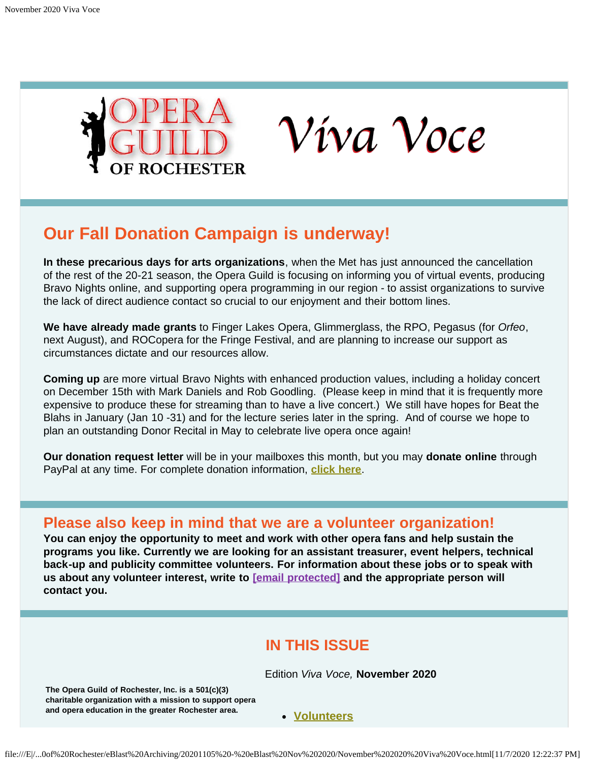# Opera Guild of Rochester — *Viva Voce*

## Our Fall Donation Campaign is underway!

**In these precarious days for arts organizations**, when the Met has just announced the cancellation of the rest of the 20-21 season, the Opera Guild is focusing on informing you of virtual events, producing Bravo Nights online, and supporting opera programming in our region - to assist organizations to survive the lack of direct audience contact so crucial to our enjoyment and their bottom lines.

**We have already made grants** to Finger Lakes Opera, Glimmerglass, the RPO, Pegasus (for *Orfeo*, next August), and ROCopera for the Fringe Festival, and are planning to increase our support as circumstances dictate and our resources allow.

**Coming up** are more virtual Bravo Nights with enhanced production values, including a holiday concert on December 15th with Mark Daniels and Rob Goodling. (Please keep in mind that it is frequently more expensive to produce these for streaming than to have a live concert.) We still have hopes for Beat the Blahs in January (Jan 10 -31) and for the lecture series later in the spring. And of course we hope to plan an outstanding Donor Recital in May to celebrate live opera once again!

**Our donation request letter** will be in your mailboxes this month, but you may **donate online** through PayPal at any time. For complete donation information, **click here**.

## Please also keep in mind that we are a volunteer organization!

**You can enjoy the opportunity to meet and work with other opera fans and help sustain the programs you like. Currently we are looking for an assistant treasurer, event helpers, technical back-up and publicity committee volunteers. For information about these jobs or to speak with us about any volunteer interest, write to [email protected] and the appropriate person will contact you.**

## IN THIS ISSUE

Edition *Viva Voce,* **November 2020**

- **Volunteers**

**The Opera Guild of Rochester, Inc. is a 501(c)(3) charitable organization with a mission to support opera and opera education in the greater Rochester area.**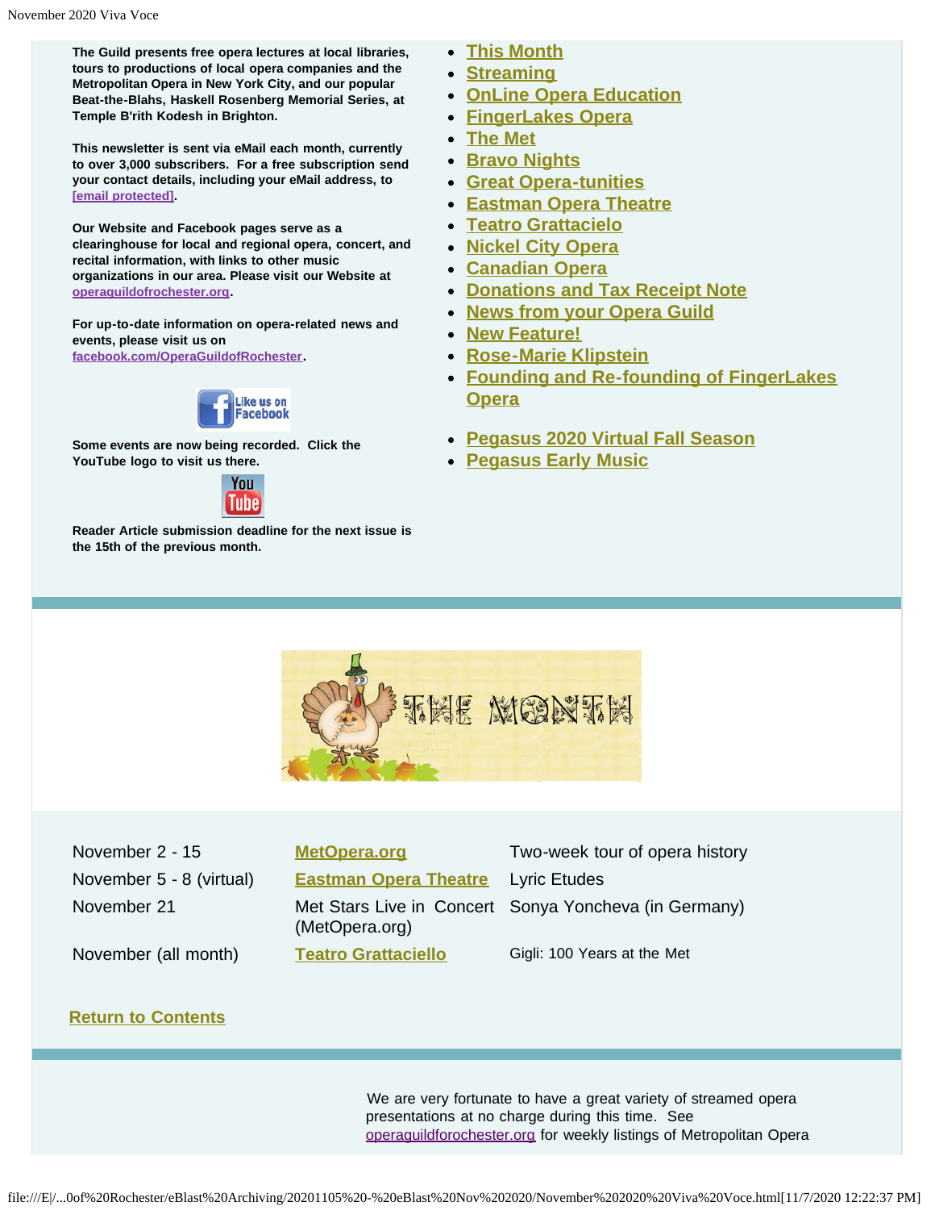**The Guild presents free opera lectures at local libraries, tours to productions of local opera companies and the Metropolitan Opera in New York City, and our popular Beat-the-Blahs, Haskell Rosenberg Memorial Series, at Temple B'rith Kodesh in Brighton.**

**This newsletter is sent via eMail each month, currently to over 3,000 subscribers. For a free subscription send your contact details, including your eMail address, to [email protected].**

**Our Website and Facebook pages serve as a clearinghouse for local and regional opera, concert, and recital information, with links to other music organizations in our area. Please visit our Website at operaguildofrochester.org.**

**For up-to-date information on opera-related news and events, please visit us on facebook.com/OperaGuildofRochester.**

**Some events are now being recorded. Click the YouTube logo to visit us there.**

**Reader Article submission deadline for the next issue is the 15th of the previous month.**

- This Month
- Streaming
- OnLine Opera Education
- FingerLakes Opera
- The Met
- Bravo Nights
- Great Opera-tunities
- Eastman Opera Theatre
- Teatro Grattacielo
- Nickel City Opera
- Canadian Opera
- Donations and Tax Receipt Note
- News from your Opera Guild
- New Feature!
- Rose-Marie Klipstein
- Founding and Re-founding of FingerLakes Opera

- Pegasus 2020 Virtual Fall Season
- Pegasus Early Music

## THE MONTH

| | | |
|---|---|---|
| November 2 - 15 | MetOpera.org | Two-week tour of opera history |
| November 5 - 8 (virtual) | Eastman Opera Theatre | Lyric Etudes |
| November 21 | Met Stars Live in Concert (MetOpera.org) | Sonya Yoncheva (in Germany) |
| November (all month) | Teatro Grattaciello | Gigli: 100 Years at the Met |

Return to Contents

We are very fortunate to have a great variety of streamed opera presentations at no charge during this time. See operaguildforochester.org for weekly listings of Metropolitan Opera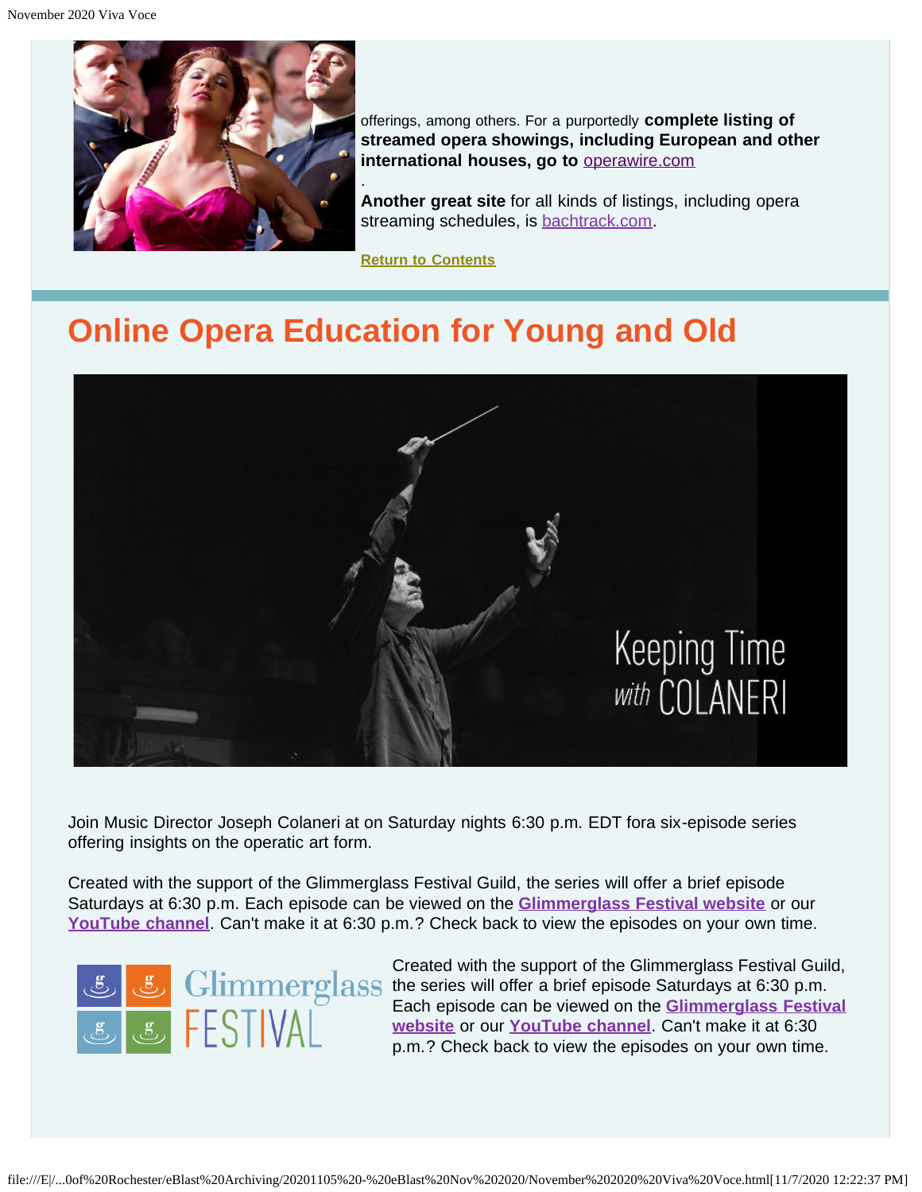offerings, among others. For a purportedly **complete listing of streamed opera showings, including European and other international houses, go to** operawire.com

.

**Another great site** for all kinds of listings, including opera streaming schedules, is bachtrack.com.

**Return to Contents**

# Online Opera Education for Young and Old

Join Music Director Joseph Colaneri at on Saturday nights 6:30 p.m. EDT fora six-episode series offering insights on the operatic art form.

Created with the support of the Glimmerglass Festival Guild, the series will offer a brief episode Saturdays at 6:30 p.m. Each episode can be viewed on the **Glimmerglass Festival website** or our **YouTube channel**. Can't make it at 6:30 p.m.? Check back to view the episodes on your own time.

Created with the support of the Glimmerglass Festival Guild, the series will offer a brief episode Saturdays at 6:30 p.m. Each episode can be viewed on the **Glimmerglass Festival website** or our **YouTube channel**. Can't make it at 6:30 p.m.? Check back to view the episodes on your own time.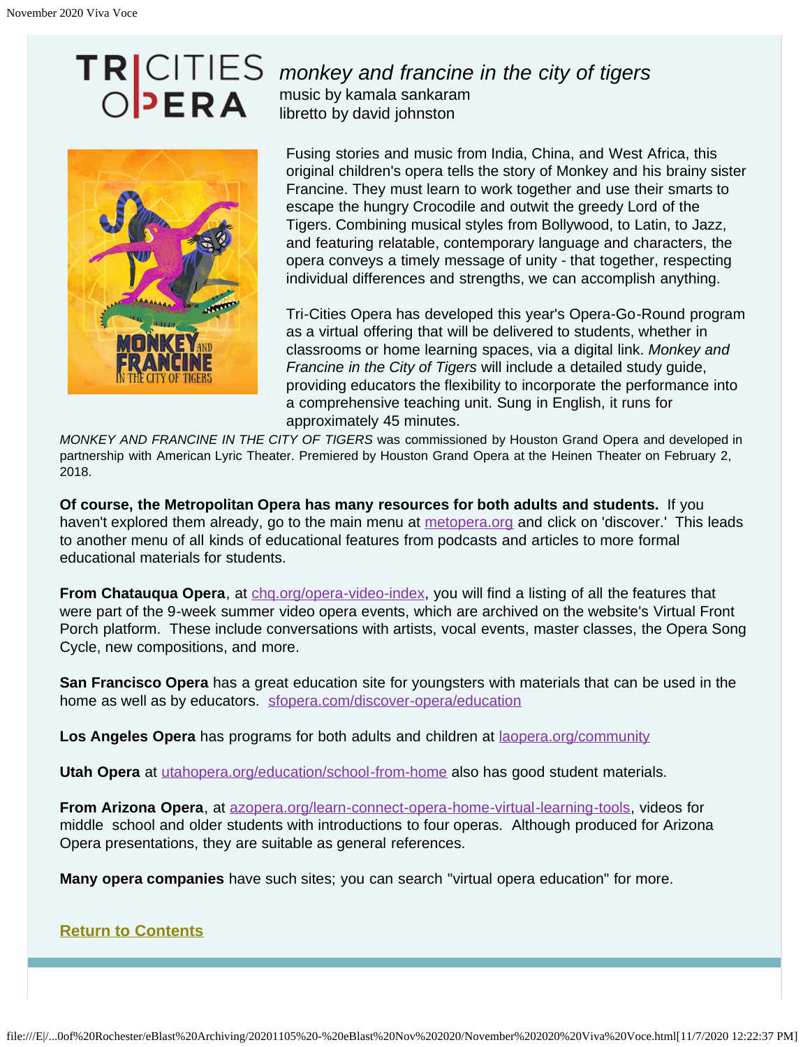TRICITIES OPERA

# *monkey and francine in the city of tigers*

music by kamala sankaram
libretto by david johnston

Fusing stories and music from India, China, and West Africa, this original children's opera tells the story of Monkey and his brainy sister Francine. They must learn to work together and use their smarts to escape the hungry Crocodile and outwit the greedy Lord of the Tigers. Combining musical styles from Bollywood, to Latin, to Jazz, and featuring relatable, contemporary language and characters, the opera conveys a timely message of unity - that together, respecting individual differences and strengths, we can accomplish anything.

Tri-Cities Opera has developed this year's Opera-Go-Round program as a virtual offering that will be delivered to students, whether in classrooms or home learning spaces, via a digital link. *Monkey and Francine in the City of Tigers* will include a detailed study guide, providing educators the flexibility to incorporate the performance into a comprehensive teaching unit. Sung in English, it runs for approximately 45 minutes.

*MONKEY AND FRANCINE IN THE CITY OF TIGERS* was commissioned by Houston Grand Opera and developed in partnership with American Lyric Theater. Premiered by Houston Grand Opera at the Heinen Theater on February 2, 2018.

**Of course, the Metropolitan Opera has many resources for both adults and students.** If you haven't explored them already, go to the main menu at metopera.org and click on 'discover.' This leads to another menu of all kinds of educational features from podcasts and articles to more formal educational materials for students.

**From Chatauqua Opera**, at chq.org/opera-video-index, you will find a listing of all the features that were part of the 9-week summer video opera events, which are archived on the website's Virtual Front Porch platform. These include conversations with artists, vocal events, master classes, the Opera Song Cycle, new compositions, and more.

**San Francisco Opera** has a great education site for youngsters with materials that can be used in the home as well as by educators. sfopera.com/discover-opera/education

**Los Angeles Opera** has programs for both adults and children at laopera.org/community

**Utah Opera** at utahopera.org/education/school-from-home also has good student materials.

**From Arizona Opera**, at azopera.org/learn-connect-opera-home-virtual-learning-tools, videos for middle school and older students with introductions to four operas. Although produced for Arizona Opera presentations, they are suitable as general references.

**Many opera companies** have such sites; you can search "virtual opera education" for more.

**Return to Contents**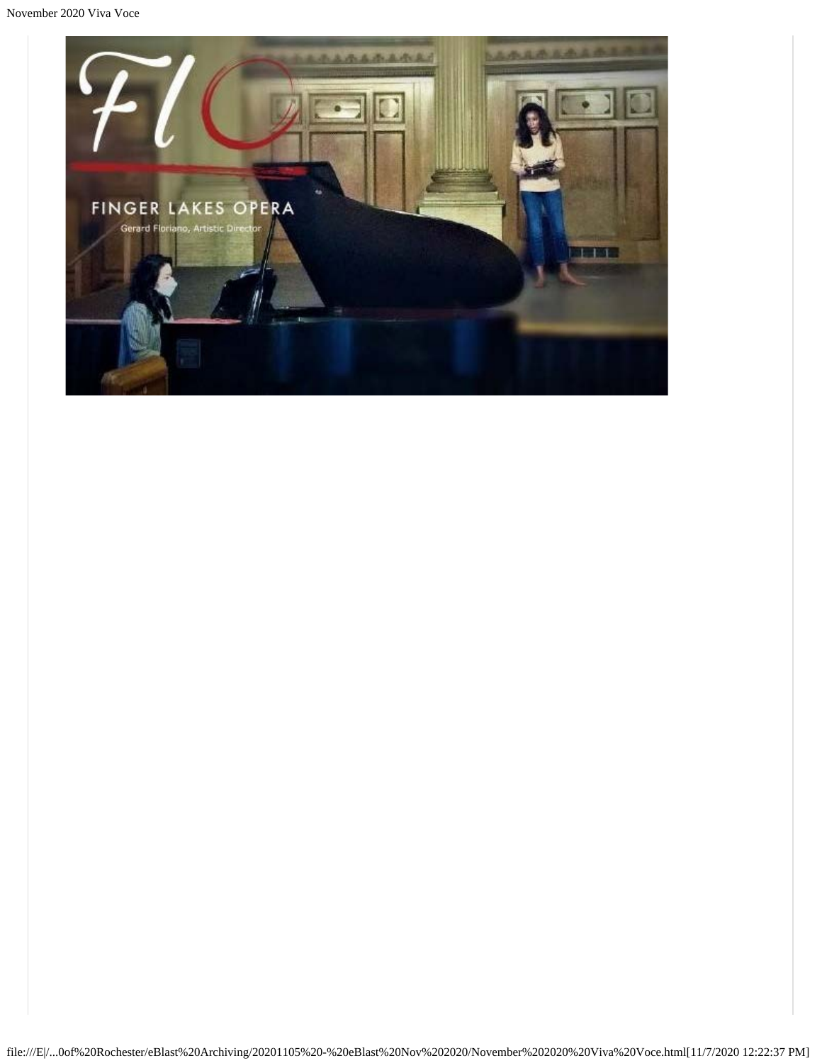FINGER LAKES OPERA

Gerard Floriano, Artistic Director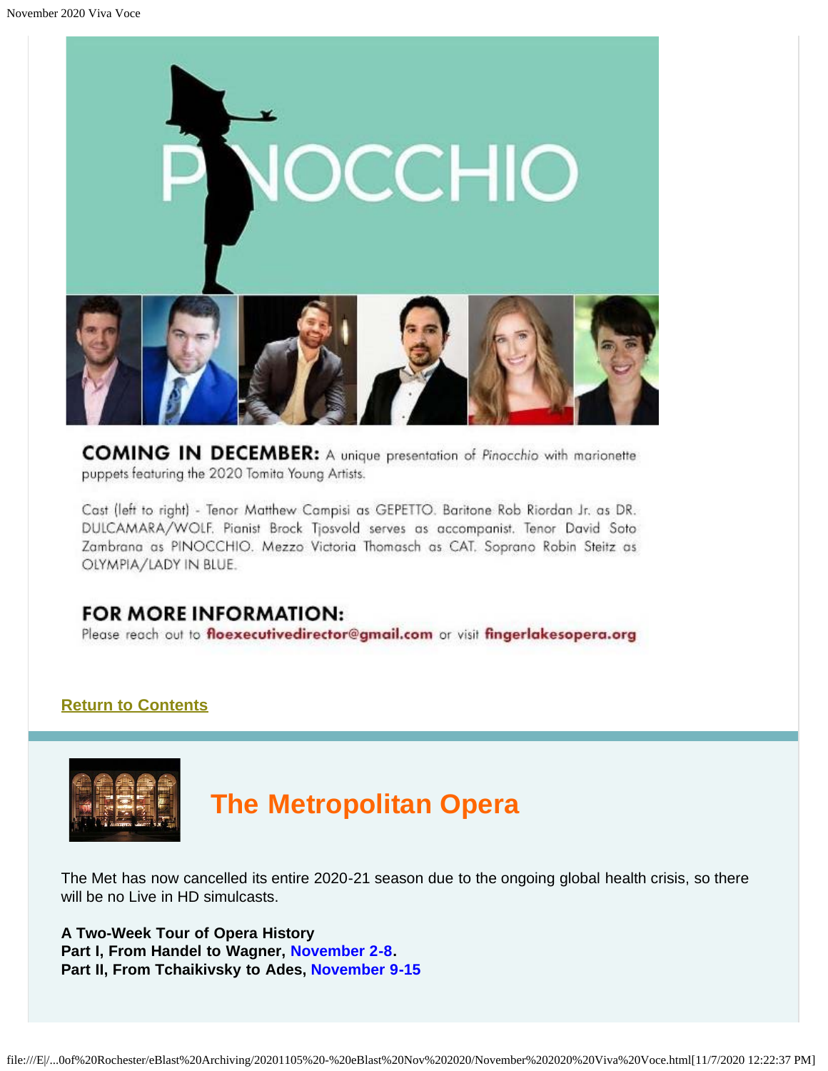PINOCCHIO

**COMING IN DECEMBER:** A unique presentation of *Pinocchio* with marionette puppets featuring the 2020 Tomita Young Artists.

Cast (left to right) - Tenor Matthew Campisi as GEPETTO. Baritone Rob Riordan Jr. as DR. DULCAMARA/WOLF. Pianist Brock Tjosvold serves as accompanist. Tenor David Soto Zambrana as PINOCCHIO. Mezzo Victoria Thomasch as CAT. Soprano Robin Steitz as OLYMPIA/LADY IN BLUE.

**FOR MORE INFORMATION:**
Please reach out to **floexecutivedirector@gmail.com** or visit **fingerlakesopera.org**

**Return to Contents**

## The Metropolitan Opera

The Met has now cancelled its entire 2020-21 season due to the ongoing global health crisis, so there will be no Live in HD simulcasts.

**A Two-Week Tour of Opera History**
**Part I, From Handel to Wagner, November 2-8.**
**Part II, From Tchaikivsky to Ades, November 9-15**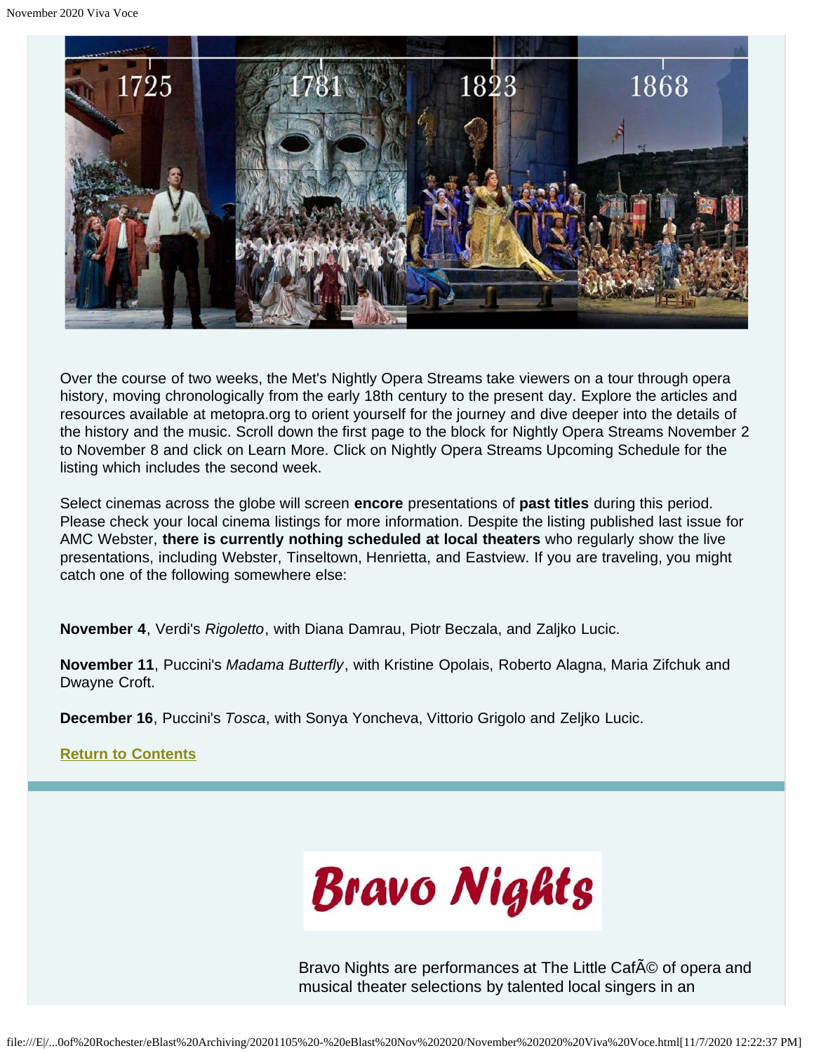Over the course of two weeks, the Met's Nightly Opera Streams take viewers on a tour through opera history, moving chronologically from the early 18th century to the present day. Explore the articles and resources available at metopra.org to orient yourself for the journey and dive deeper into the details of the history and the music. Scroll down the first page to the block for Nightly Opera Streams November 2 to November 8 and click on Learn More. Click on Nightly Opera Streams Upcoming Schedule for the listing which includes the second week.

Select cinemas across the globe will screen **encore** presentations of **past titles** during this period. Please check your local cinema listings for more information. Despite the listing published last issue for AMC Webster, **there is currently nothing scheduled at local theaters** who regularly show the live presentations, including Webster, Tinseltown, Henrietta, and Eastview. If you are traveling, you might catch one of the following somewhere else:

**November 4**, Verdi's *Rigoletto*, with Diana Damrau, Piotr Beczala, and Zaljko Lucic.

**November 11**, Puccini's *Madama Butterfly*, with Kristine Opolais, Roberto Alagna, Maria Zifchuk and Dwayne Croft.

**December 16**, Puccini's *Tosca*, with Sonya Yoncheva, Vittorio Grigolo and Zeljko Lucic.

**Return to Contents**

# Bravo Nights

Bravo Nights are performances at The Little CafÃ© of opera and musical theater selections by talented local singers in an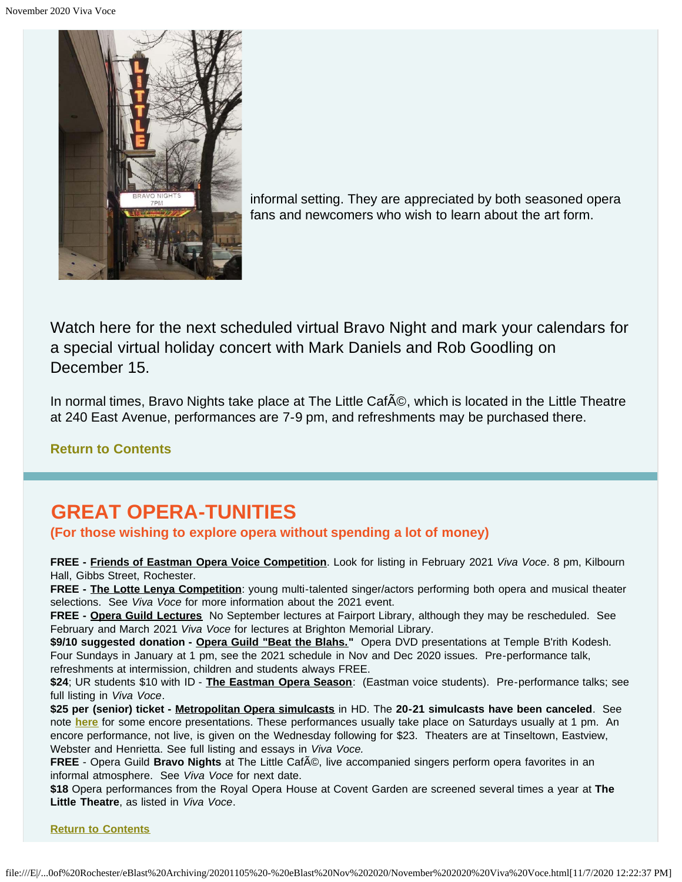informal setting. They are appreciated by both seasoned opera fans and newcomers who wish to learn about the art form.

Watch here for the next scheduled virtual Bravo Night and mark your calendars for a special virtual holiday concert with Mark Daniels and Rob Goodling on December 15.

In normal times, Bravo Nights take place at The Little CafÃ©, which is located in the Little Theatre at 240 East Avenue, performances are 7-9 pm, and refreshments may be purchased there.

**Return to Contents**

## GREAT OPERA-TUNITIES

### (For those wishing to explore opera without spending a lot of money)

**FREE - Friends of Eastman Opera Voice Competition**. Look for listing in February 2021 *Viva Voce*. 8 pm, Kilbourn Hall, Gibbs Street, Rochester.
**FREE - The Lotte Lenya Competition**: young multi-talented singer/actors performing both opera and musical theater selections. See *Viva Voce* for more information about the 2021 event.
**FREE - Opera Guild Lectures** No September lectures at Fairport Library, although they may be rescheduled. See February and March 2021 *Viva Voce* for lectures at Brighton Memorial Library.
**$9/10 suggested donation - Opera Guild "Beat the Blahs."** Opera DVD presentations at Temple B'rith Kodesh. Four Sundays in January at 1 pm, see the 2021 schedule in Nov and Dec 2020 issues. Pre-performance talk, refreshments at intermission, children and students always FREE.
**$24**; UR students $10 with ID - **The Eastman Opera Season**: (Eastman voice students). Pre-performance talks; see full listing in *Viva Voce*.
**$25 per (senior) ticket - Metropolitan Opera simulcasts** in HD. The **20-21 simulcasts have been canceled**. See note **here** for some encore presentations. These performances usually take place on Saturdays usually at 1 pm. An encore performance, not live, is given on the Wednesday following for $23. Theaters are at Tinseltown, Eastview, Webster and Henrietta. See full listing and essays in *Viva Voce.*
**FREE** - Opera Guild **Bravo Nights** at The Little CafÃ©, live accompanied singers perform opera favorites in an informal atmosphere. See *Viva Voce* for next date.
**$18** Opera performances from the Royal Opera House at Covent Garden are screened several times a year at **The Little Theatre**, as listed in *Viva Voce*.

**Return to Contents**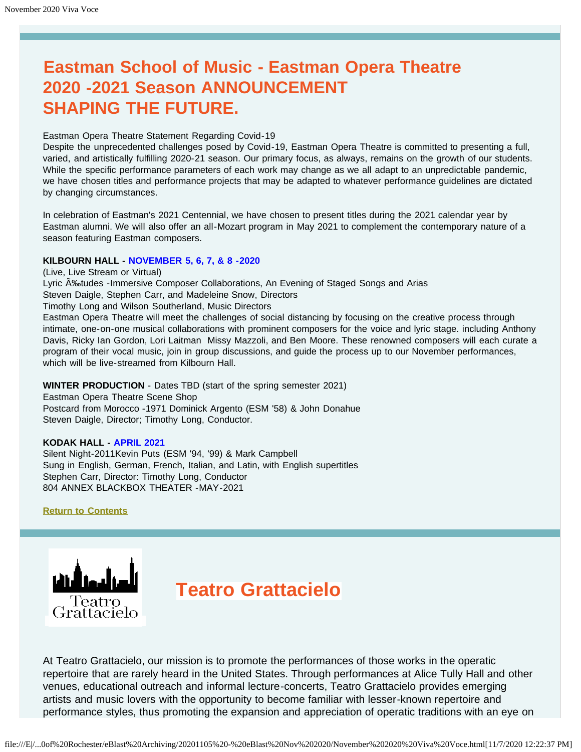# Eastman School of Music - Eastman Opera Theatre 2020 -2021 Season ANNOUNCEMENT SHAPING THE FUTURE.

Eastman Opera Theatre Statement Regarding Covid-19
Despite the unprecedented challenges posed by Covid-19, Eastman Opera Theatre is committed to presenting a full, varied, and artistically fulfilling 2020-21 season. Our primary focus, as always, remains on the growth of our students. While the specific performance parameters of each work may change as we all adapt to an unpredictable pandemic, we have chosen titles and performance projects that may be adapted to whatever performance guidelines are dictated by changing circumstances.

In celebration of Eastman's 2021 Centennial, we have chosen to present titles during the 2021 calendar year by Eastman alumni. We will also offer an all-Mozart program in May 2021 to complement the contemporary nature of a season featuring Eastman composers.

**KILBOURN HALL - NOVEMBER 5, 6, 7, & 8 -2020**
(Live, Live Stream or Virtual)
Lyric Ã‰tudes -Immersive Composer Collaborations, An Evening of Staged Songs and Arias
Steven Daigle, Stephen Carr, and Madeleine Snow, Directors
Timothy Long and Wilson Southerland, Music Directors
Eastman Opera Theatre will meet the challenges of social distancing by focusing on the creative process through intimate, one-on-one musical collaborations with prominent composers for the voice and lyric stage. including Anthony Davis, Ricky Ian Gordon, Lori Laitman Missy Mazzoli, and Ben Moore. These renowned composers will each curate a program of their vocal music, join in group discussions, and guide the process up to our November performances, which will be live-streamed from Kilbourn Hall.

**WINTER PRODUCTION** - Dates TBD (start of the spring semester 2021)
Eastman Opera Theatre Scene Shop
Postcard from Morocco -1971 Dominick Argento (ESM '58) & John Donahue
Steven Daigle, Director; Timothy Long, Conductor.

**KODAK HALL - APRIL 2021**
Silent Night-2011Kevin Puts (ESM '94, '99) & Mark Campbell
Sung in English, German, French, Italian, and Latin, with English supertitles
Stephen Carr, Director: Timothy Long, Conductor
804 ANNEX BLACKBOX THEATER -MAY-2021

Return to Contents

# Teatro Grattacielo

At Teatro Grattacielo, our mission is to promote the performances of those works in the operatic repertoire that are rarely heard in the United States. Through performances at Alice Tully Hall and other venues, educational outreach and informal lecture-concerts, Teatro Grattacielo provides emerging artists and music lovers with the opportunity to become familiar with lesser-known repertoire and performance styles, thus promoting the expansion and appreciation of operatic traditions with an eye on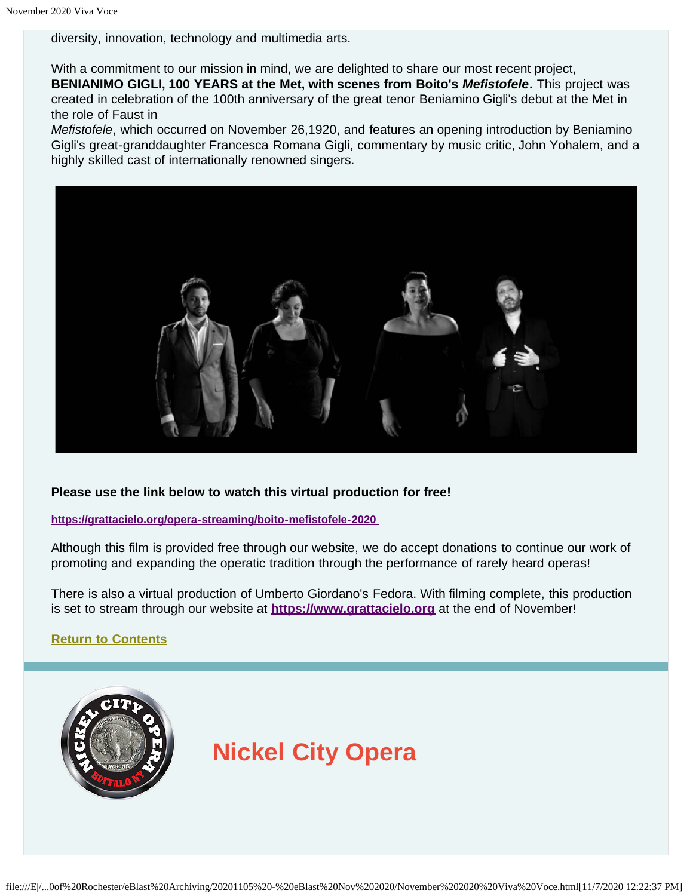diversity, innovation, technology and multimedia arts.

With a commitment to our mission in mind, we are delighted to share our most recent project, **BENIANIMO GIGLI, 100 YEARS at the Met, with scenes from Boito's *Mefistofele*.** This project was created in celebration of the 100th anniversary of the great tenor Beniamino Gigli's debut at the Met in the role of Faust in *Mefistofele*, which occurred on November 26,1920, and features an opening introduction by Beniamino Gigli's great-granddaughter Francesca Romana Gigli, commentary by music critic, John Yohalem, and a highly skilled cast of internationally renowned singers.

**Please use the link below to watch this virtual production for free!**

https://grattacielo.org/opera-streaming/boito-mefistofele-2020

Although this film is provided free through our website, we do accept donations to continue our work of promoting and expanding the operatic tradition through the performance of rarely heard operas!

There is also a virtual production of Umberto Giordano's Fedora. With filming complete, this production is set to stream through our website at **https://www.grattacielo.org** at the end of November!

Return to Contents

## Nickel City Opera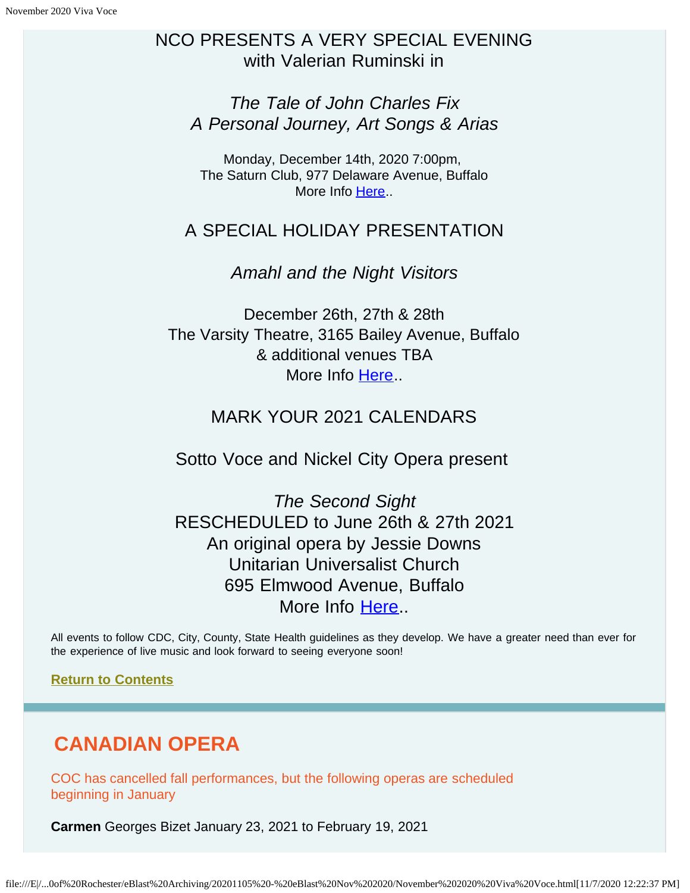NCO PRESENTS A VERY SPECIAL EVENING
with Valerian Ruminski in

*The Tale of John Charles Fix*
*A Personal Journey, Art Songs & Arias*

Monday, December 14th, 2020 7:00pm,
The Saturn Club, 977 Delaware Avenue, Buffalo
More Info Here..

A SPECIAL HOLIDAY PRESENTATION

*Amahl and the Night Visitors*

December 26th, 27th & 28th
The Varsity Theatre, 3165 Bailey Avenue, Buffalo
& additional venues TBA
More Info Here..

MARK YOUR 2021 CALENDARS

Sotto Voce and Nickel City Opera present

*The Second Sight*
RESCHEDULED to June 26th & 27th 2021
An original opera by Jessie Downs
Unitarian Universalist Church
695 Elmwood Avenue, Buffalo
More Info Here..

All events to follow CDC, City, County, State Health guidelines as they develop. We have a greater need than ever for the experience of live music and look forward to seeing everyone soon!

**Return to Contents**

## CANADIAN OPERA

COC has cancelled fall performances, but the following operas are scheduled beginning in January

**Carmen** Georges Bizet January 23, 2021 to February 19, 2021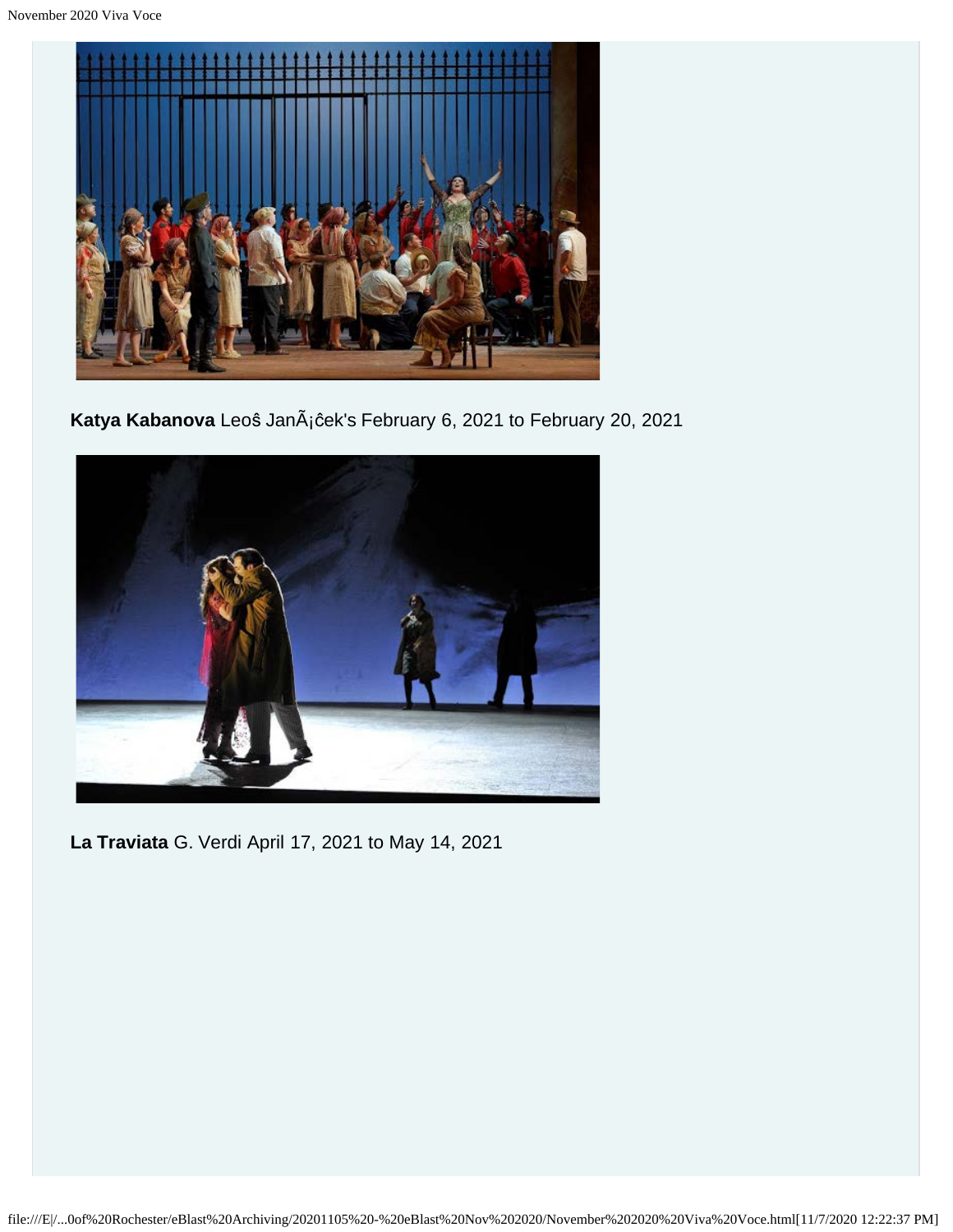**Katya Kabanova** Leoŝ JanÃ¡ĉek's February 6, 2021 to February 20, 2021

**La Traviata** G. Verdi April 17, 2021 to May 14, 2021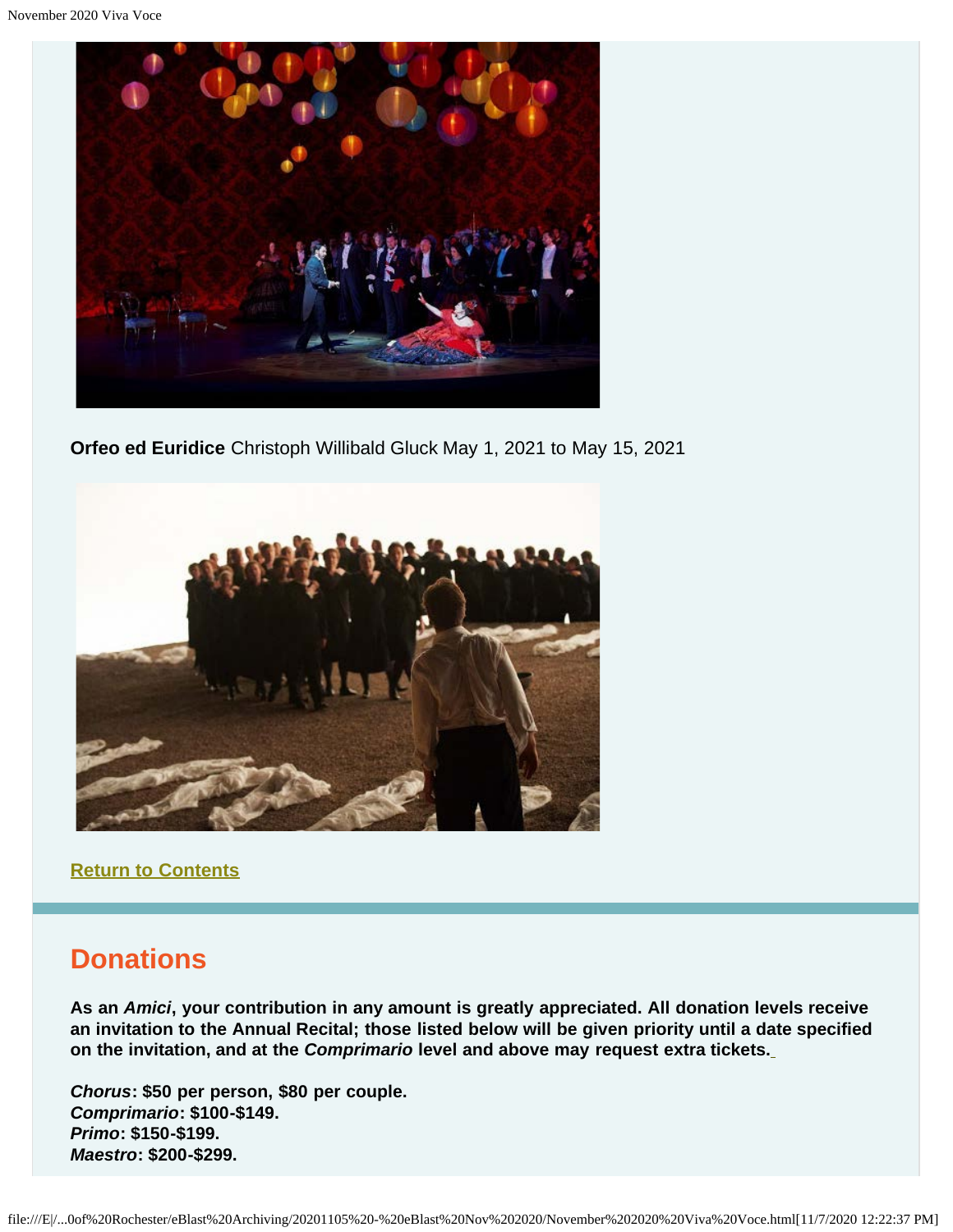**Orfeo ed Euridice** Christoph Willibald Gluck May 1, 2021 to May 15, 2021

**Return to Contents**

## Donations

**As an *Amici*, your contribution in any amount is greatly appreciated. All donation levels receive an invitation to the Annual Recital; those listed below will be given priority until a date specified on the invitation, and at the *Comprimario* level and above may request extra tickets.**

***Chorus*: $50 per person, $80 per couple.**
***Comprimario*: $100-$149.**
***Primo*: $150-$199.**
***Maestro*: $200-$299.**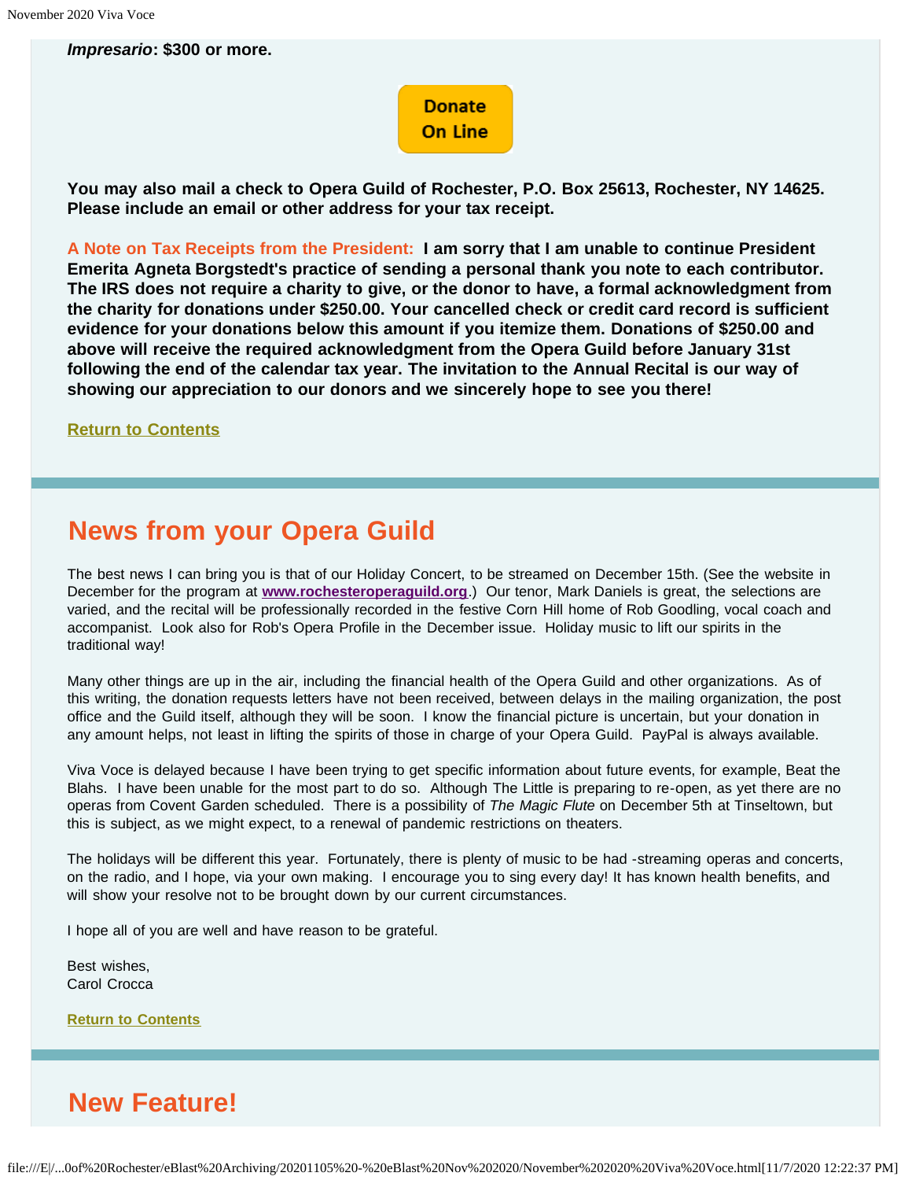***Impresario*: $300 or more.**

**Donate On Line**

**You may also mail a check to Opera Guild of Rochester, P.O. Box 25613, Rochester, NY 14625. Please include an email or other address for your tax receipt.**

**A Note on Tax Receipts from the President: I am sorry that I am unable to continue President Emerita Agneta Borgstedt's practice of sending a personal thank you note to each contributor. The IRS does not require a charity to give, or the donor to have, a formal acknowledgment from the charity for donations under $250.00. Your cancelled check or credit card record is sufficient evidence for your donations below this amount if you itemize them. Donations of $250.00 and above will receive the required acknowledgment from the Opera Guild before January 31st following the end of the calendar tax year. The invitation to the Annual Recital is our way of showing our appreciation to our donors and we sincerely hope to see you there!**

**Return to Contents**

## News from your Opera Guild

The best news I can bring you is that of our Holiday Concert, to be streamed on December 15th. (See the website in December for the program at **www.rochesteroperaguild.org**.) Our tenor, Mark Daniels is great, the selections are varied, and the recital will be professionally recorded in the festive Corn Hill home of Rob Goodling, vocal coach and accompanist. Look also for Rob's Opera Profile in the December issue. Holiday music to lift our spirits in the traditional way!

Many other things are up in the air, including the financial health of the Opera Guild and other organizations. As of this writing, the donation requests letters have not been received, between delays in the mailing organization, the post office and the Guild itself, although they will be soon. I know the financial picture is uncertain, but your donation in any amount helps, not least in lifting the spirits of those in charge of your Opera Guild. PayPal is always available.

Viva Voce is delayed because I have been trying to get specific information about future events, for example, Beat the Blahs. I have been unable for the most part to do so. Although The Little is preparing to re-open, as yet there are no operas from Covent Garden scheduled. There is a possibility of *The Magic Flute* on December 5th at Tinseltown, but this is subject, as we might expect, to a renewal of pandemic restrictions on theaters.

The holidays will be different this year. Fortunately, there is plenty of music to be had -streaming operas and concerts, on the radio, and I hope, via your own making. I encourage you to sing every day! It has known health benefits, and will show your resolve not to be brought down by our current circumstances.

I hope all of you are well and have reason to be grateful.

Best wishes,  
Carol Crocca

**Return to Contents**

## New Feature!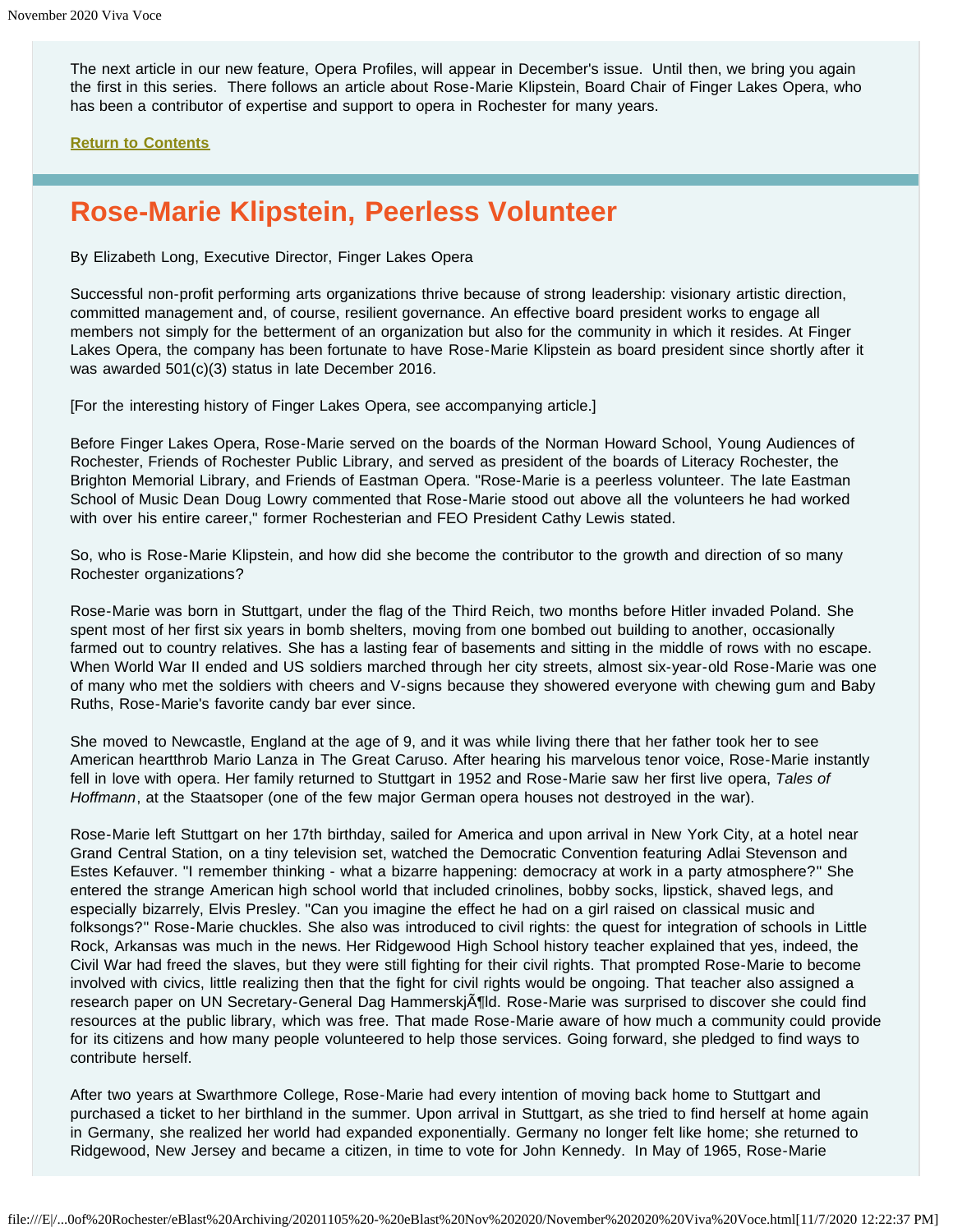The next article in our new feature, Opera Profiles, will appear in December's issue. Until then, we bring you again the first in this series. There follows an article about Rose-Marie Klipstein, Board Chair of Finger Lakes Opera, who has been a contributor of expertise and support to opera in Rochester for many years.

**Return to Contents**

# Rose-Marie Klipstein, Peerless Volunteer

By Elizabeth Long, Executive Director, Finger Lakes Opera

Successful non-profit performing arts organizations thrive because of strong leadership: visionary artistic direction, committed management and, of course, resilient governance. An effective board president works to engage all members not simply for the betterment of an organization but also for the community in which it resides. At Finger Lakes Opera, the company has been fortunate to have Rose-Marie Klipstein as board president since shortly after it was awarded 501(c)(3) status in late December 2016.

[For the interesting history of Finger Lakes Opera, see accompanying article.]

Before Finger Lakes Opera, Rose-Marie served on the boards of the Norman Howard School, Young Audiences of Rochester, Friends of Rochester Public Library, and served as president of the boards of Literacy Rochester, the Brighton Memorial Library, and Friends of Eastman Opera. "Rose-Marie is a peerless volunteer. The late Eastman School of Music Dean Doug Lowry commented that Rose-Marie stood out above all the volunteers he had worked with over his entire career," former Rochesterian and FEO President Cathy Lewis stated.

So, who is Rose-Marie Klipstein, and how did she become the contributor to the growth and direction of so many Rochester organizations?

Rose-Marie was born in Stuttgart, under the flag of the Third Reich, two months before Hitler invaded Poland. She spent most of her first six years in bomb shelters, moving from one bombed out building to another, occasionally farmed out to country relatives. She has a lasting fear of basements and sitting in the middle of rows with no escape. When World War II ended and US soldiers marched through her city streets, almost six-year-old Rose-Marie was one of many who met the soldiers with cheers and V-signs because they showered everyone with chewing gum and Baby Ruths, Rose-Marie's favorite candy bar ever since.

She moved to Newcastle, England at the age of 9, and it was while living there that her father took her to see American heartthrob Mario Lanza in The Great Caruso. After hearing his marvelous tenor voice, Rose-Marie instantly fell in love with opera. Her family returned to Stuttgart in 1952 and Rose-Marie saw her first live opera, *Tales of Hoffmann*, at the Staatsoper (one of the few major German opera houses not destroyed in the war).

Rose-Marie left Stuttgart on her 17th birthday, sailed for America and upon arrival in New York City, at a hotel near Grand Central Station, on a tiny television set, watched the Democratic Convention featuring Adlai Stevenson and Estes Kefauver. "I remember thinking - what a bizarre happening: democracy at work in a party atmosphere?" She entered the strange American high school world that included crinolines, bobby socks, lipstick, shaved legs, and especially bizarrely, Elvis Presley. "Can you imagine the effect he had on a girl raised on classical music and folksongs?" Rose-Marie chuckles. She also was introduced to civil rights: the quest for integration of schools in Little Rock, Arkansas was much in the news. Her Ridgewood High School history teacher explained that yes, indeed, the Civil War had freed the slaves, but they were still fighting for their civil rights. That prompted Rose-Marie to become involved with civics, little realizing then that the fight for civil rights would be ongoing. That teacher also assigned a research paper on UN Secretary-General Dag HammerskjÃ¶ld. Rose-Marie was surprised to discover she could find resources at the public library, which was free. That made Rose-Marie aware of how much a community could provide for its citizens and how many people volunteered to help those services. Going forward, she pledged to find ways to contribute herself.

After two years at Swarthmore College, Rose-Marie had every intention of moving back home to Stuttgart and purchased a ticket to her birthland in the summer. Upon arrival in Stuttgart, as she tried to find herself at home again in Germany, she realized her world had expanded exponentially. Germany no longer felt like home; she returned to Ridgewood, New Jersey and became a citizen, in time to vote for John Kennedy. In May of 1965, Rose-Marie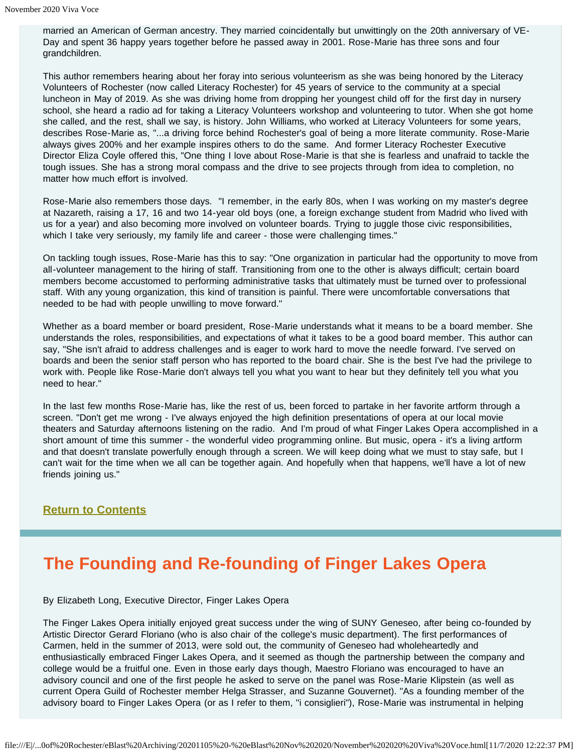married an American of German ancestry. They married coincidentally but unwittingly on the 20th anniversary of VE-Day and spent 36 happy years together before he passed away in 2001. Rose-Marie has three sons and four grandchildren.

This author remembers hearing about her foray into serious volunteerism as she was being honored by the Literacy Volunteers of Rochester (now called Literacy Rochester) for 45 years of service to the community at a special luncheon in May of 2019. As she was driving home from dropping her youngest child off for the first day in nursery school, she heard a radio ad for taking a Literacy Volunteers workshop and volunteering to tutor. When she got home she called, and the rest, shall we say, is history. John Williams, who worked at Literacy Volunteers for some years, describes Rose-Marie as, "...a driving force behind Rochester's goal of being a more literate community. Rose-Marie always gives 200% and her example inspires others to do the same. And former Literacy Rochester Executive Director Eliza Coyle offered this, "One thing I love about Rose-Marie is that she is fearless and unafraid to tackle the tough issues. She has a strong moral compass and the drive to see projects through from idea to completion, no matter how much effort is involved.

Rose-Marie also remembers those days. "I remember, in the early 80s, when I was working on my master's degree at Nazareth, raising a 17, 16 and two 14-year old boys (one, a foreign exchange student from Madrid who lived with us for a year) and also becoming more involved on volunteer boards. Trying to juggle those civic responsibilities, which I take very seriously, my family life and career - those were challenging times."

On tackling tough issues, Rose-Marie has this to say: "One organization in particular had the opportunity to move from all-volunteer management to the hiring of staff. Transitioning from one to the other is always difficult; certain board members become accustomed to performing administrative tasks that ultimately must be turned over to professional staff. With any young organization, this kind of transition is painful. There were uncomfortable conversations that needed to be had with people unwilling to move forward."

Whether as a board member or board president, Rose-Marie understands what it means to be a board member. She understands the roles, responsibilities, and expectations of what it takes to be a good board member. This author can say, "She isn't afraid to address challenges and is eager to work hard to move the needle forward. I've served on boards and been the senior staff person who has reported to the board chair. She is the best I've had the privilege to work with. People like Rose-Marie don't always tell you what you want to hear but they definitely tell you what you need to hear."

In the last few months Rose-Marie has, like the rest of us, been forced to partake in her favorite artform through a screen. "Don't get me wrong - I've always enjoyed the high definition presentations of opera at our local movie theaters and Saturday afternoons listening on the radio. And I'm proud of what Finger Lakes Opera accomplished in a short amount of time this summer - the wonderful video programming online. But music, opera - it's a living artform and that doesn't translate powerfully enough through a screen. We will keep doing what we must to stay safe, but I can't wait for the time when we all can be together again. And hopefully when that happens, we'll have a lot of new friends joining us."

**Return to Contents**

# The Founding and Re-founding of Finger Lakes Opera

By Elizabeth Long, Executive Director, Finger Lakes Opera

The Finger Lakes Opera initially enjoyed great success under the wing of SUNY Geneseo, after being co-founded by Artistic Director Gerard Floriano (who is also chair of the college's music department). The first performances of Carmen, held in the summer of 2013, were sold out, the community of Geneseo had wholeheartedly and enthusiastically embraced Finger Lakes Opera, and it seemed as though the partnership between the company and college would be a fruitful one. Even in those early days though, Maestro Floriano was encouraged to have an advisory council and one of the first people he asked to serve on the panel was Rose-Marie Klipstein (as well as current Opera Guild of Rochester member Helga Strasser, and Suzanne Gouvernet). "As a founding member of the advisory board to Finger Lakes Opera (or as I refer to them, "i consiglieri"), Rose-Marie was instrumental in helping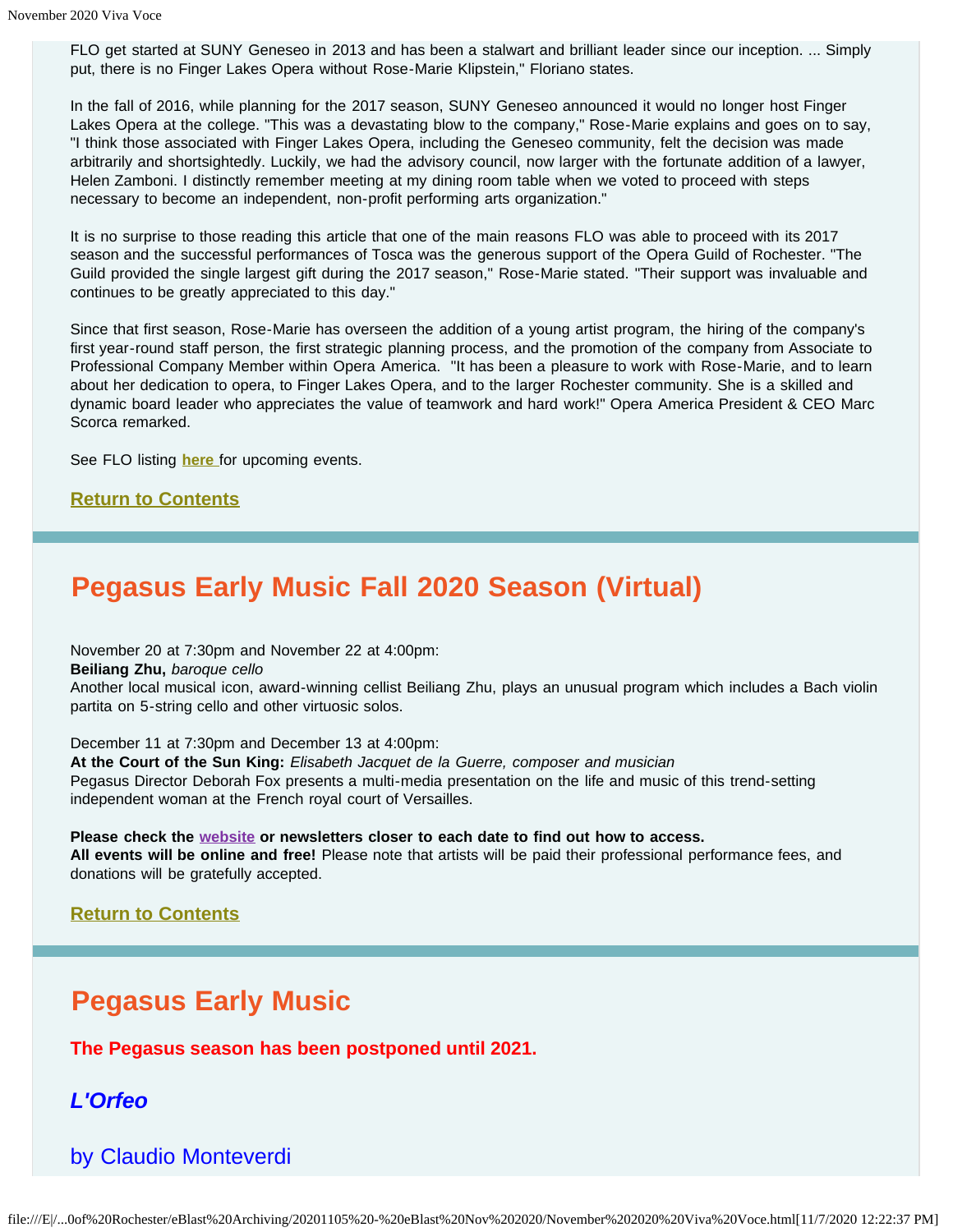FLO get started at SUNY Geneseo in 2013 and has been a stalwart and brilliant leader since our inception. ... Simply put, there is no Finger Lakes Opera without Rose-Marie Klipstein," Floriano states.

In the fall of 2016, while planning for the 2017 season, SUNY Geneseo announced it would no longer host Finger Lakes Opera at the college. "This was a devastating blow to the company," Rose-Marie explains and goes on to say, "I think those associated with Finger Lakes Opera, including the Geneseo community, felt the decision was made arbitrarily and shortsightedly. Luckily, we had the advisory council, now larger with the fortunate addition of a lawyer, Helen Zamboni. I distinctly remember meeting at my dining room table when we voted to proceed with steps necessary to become an independent, non-profit performing arts organization."

It is no surprise to those reading this article that one of the main reasons FLO was able to proceed with its 2017 season and the successful performances of Tosca was the generous support of the Opera Guild of Rochester. "The Guild provided the single largest gift during the 2017 season," Rose-Marie stated. "Their support was invaluable and continues to be greatly appreciated to this day."

Since that first season, Rose-Marie has overseen the addition of a young artist program, the hiring of the company's first year-round staff person, the first strategic planning process, and the promotion of the company from Associate to Professional Company Member within Opera America. "It has been a pleasure to work with Rose-Marie, and to learn about her dedication to opera, to Finger Lakes Opera, and to the larger Rochester community. She is a skilled and dynamic board leader who appreciates the value of teamwork and hard work!" Opera America President & CEO Marc Scorca remarked.

See FLO listing **here** for upcoming events.

**Return to Contents**

## Pegasus Early Music Fall 2020 Season (Virtual)

November 20 at 7:30pm and November 22 at 4:00pm:
**Beiliang Zhu,** *baroque cello*
Another local musical icon, award-winning cellist Beiliang Zhu, plays an unusual program which includes a Bach violin partita on 5-string cello and other virtuosic solos.

December 11 at 7:30pm and December 13 at 4:00pm:
**At the Court of the Sun King:** *Elisabeth Jacquet de la Guerre, composer and musician*
Pegasus Director Deborah Fox presents a multi-media presentation on the life and music of this trend-setting independent woman at the French royal court of Versailles.

**Please check the website or newsletters closer to each date to find out how to access.**
**All events will be online and free!** Please note that artists will be paid their professional performance fees, and donations will be gratefully accepted.

**Return to Contents**

## Pegasus Early Music

**The Pegasus season has been postponed until 2021.**

### *L'Orfeo*

### by Claudio Monteverdi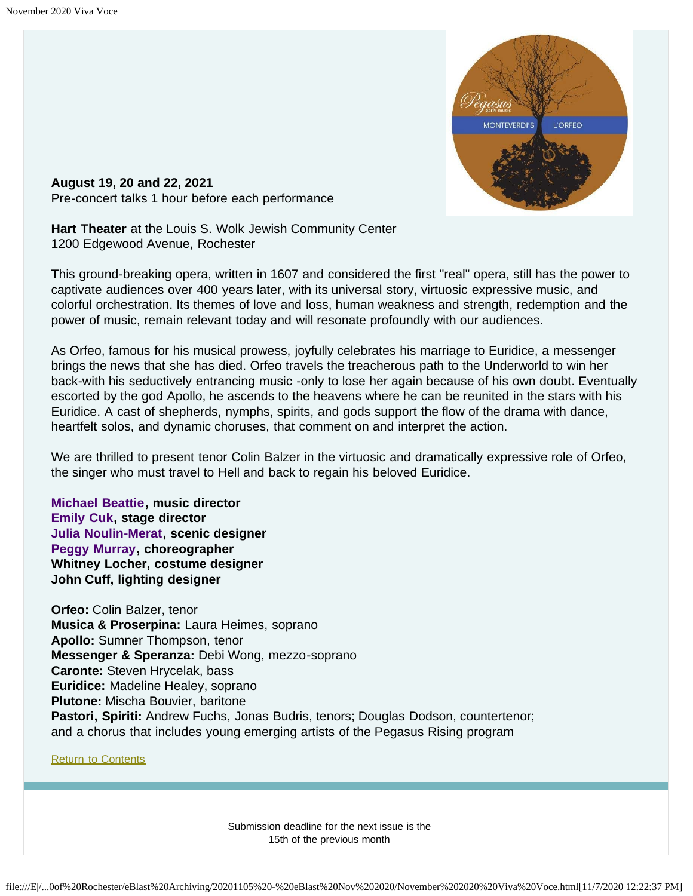**August 19, 20 and 22, 2021**
Pre-concert talks 1 hour before each performance

**Hart Theater** at the Louis S. Wolk Jewish Community Center
1200 Edgewood Avenue, Rochester

This ground-breaking opera, written in 1607 and considered the first "real" opera, still has the power to captivate audiences over 400 years later, with its universal story, virtuosic expressive music, and colorful orchestration. Its themes of love and loss, human weakness and strength, redemption and the power of music, remain relevant today and will resonate profoundly with our audiences.

As Orfeo, famous for his musical prowess, joyfully celebrates his marriage to Euridice, a messenger brings the news that she has died. Orfeo travels the treacherous path to the Underworld to win her back-with his seductively entrancing music -only to lose her again because of his own doubt. Eventually escorted by the god Apollo, he ascends to the heavens where he can be reunited in the stars with his Euridice. A cast of shepherds, nymphs, spirits, and gods support the flow of the drama with dance, heartfelt solos, and dynamic choruses, that comment on and interpret the action.

We are thrilled to present tenor Colin Balzer in the virtuosic and dramatically expressive role of Orfeo, the singer who must travel to Hell and back to regain his beloved Euridice.

**Michael Beattie, music director**
**Emily Cuk, stage director**
**Julia Noulin-Merat, scenic designer**
**Peggy Murray, choreographer**
**Whitney Locher, costume designer**
**John Cuff, lighting designer**

**Orfeo:** Colin Balzer, tenor
**Musica & Proserpina:** Laura Heimes, soprano
**Apollo:** Sumner Thompson, tenor
**Messenger & Speranza:** Debi Wong, mezzo-soprano
**Caronte:** Steven Hrycelak, bass
**Euridice:** Madeline Healey, soprano
**Plutone:** Mischa Bouvier, baritone
**Pastori, Spiriti:** Andrew Fuchs, Jonas Budris, tenors; Douglas Dodson, countertenor; and a chorus that includes young emerging artists of the Pegasus Rising program

Return to Contents

Submission deadline for the next issue is the 15th of the previous month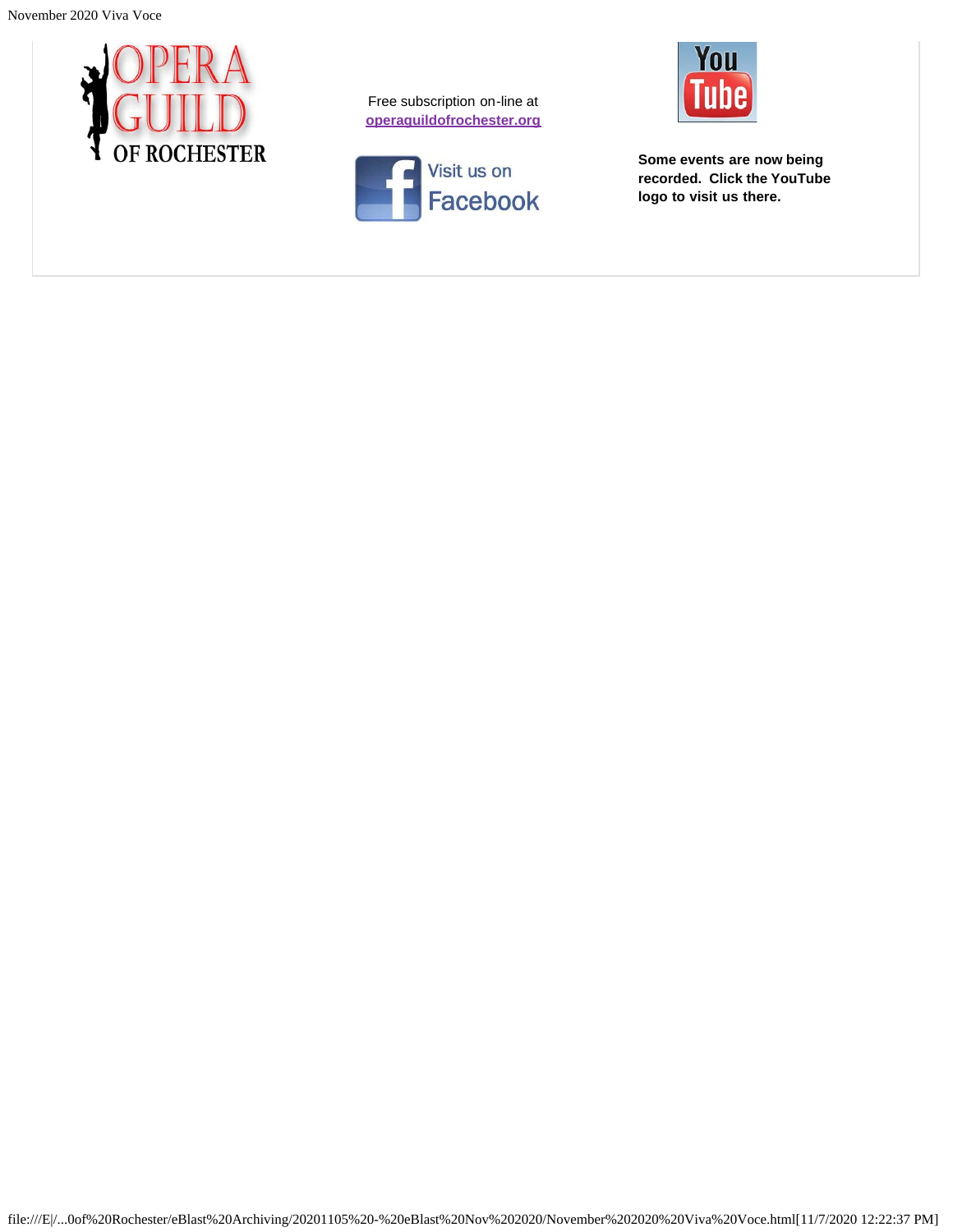OPERA GUILD OF ROCHESTER

Free subscription on-line at
[operaguildofrochester.org](operaguildofrochester.org)

Visit us on Facebook

**Some events are now being recorded. Click the YouTube logo to visit us there.**